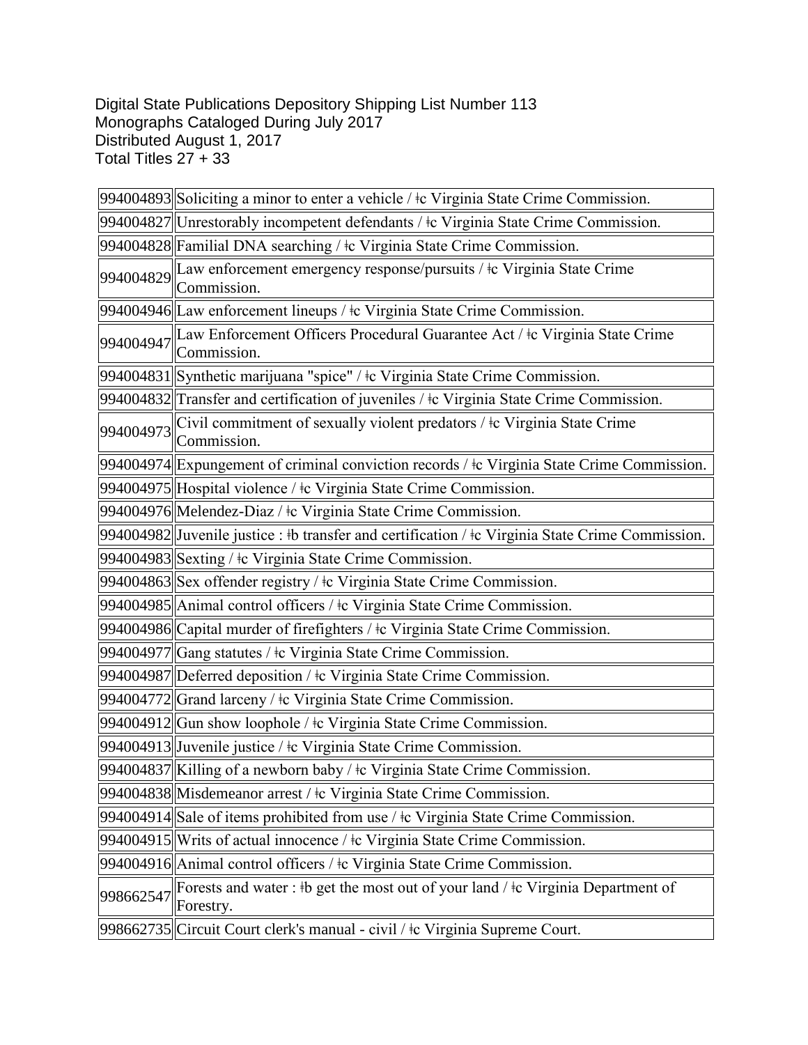Digital State Publications Depository Shipping List Number 113
Monographs Cataloged During July 2017
Distributed August 1, 2017
Total Titles 27 + 33

| | |
|---|---|
| 994004893 | Soliciting a minor to enter a vehicle / ǂc Virginia State Crime Commission. |
| 994004827 | Unrestorably incompetent defendants / ǂc Virginia State Crime Commission. |
| 994004828 | Familial DNA searching / ǂc Virginia State Crime Commission. |
| 994004829 | Law enforcement emergency response/pursuits / ǂc Virginia State Crime Commission. |
| 994004946 | Law enforcement lineups / ǂc Virginia State Crime Commission. |
| 994004947 | Law Enforcement Officers Procedural Guarantee Act / ǂc Virginia State Crime Commission. |
| 994004831 | Synthetic marijuana "spice" / ǂc Virginia State Crime Commission. |
| 994004832 | Transfer and certification of juveniles / ǂc Virginia State Crime Commission. |
| 994004973 | Civil commitment of sexually violent predators / ǂc Virginia State Crime Commission. |
| 994004974 | Expungement of criminal conviction records / ǂc Virginia State Crime Commission. |
| 994004975 | Hospital violence / ǂc Virginia State Crime Commission. |
| 994004976 | Melendez-Diaz / ǂc Virginia State Crime Commission. |
| 994004982 | Juvenile justice : ǂb transfer and certification / ǂc Virginia State Crime Commission. |
| 994004983 | Sexting / ǂc Virginia State Crime Commission. |
| 994004863 | Sex offender registry / ǂc Virginia State Crime Commission. |
| 994004985 | Animal control officers / ǂc Virginia State Crime Commission. |
| 994004986 | Capital murder of firefighters / ǂc Virginia State Crime Commission. |
| 994004977 | Gang statutes / ǂc Virginia State Crime Commission. |
| 994004987 | Deferred deposition / ǂc Virginia State Crime Commission. |
| 994004772 | Grand larceny / ǂc Virginia State Crime Commission. |
| 994004912 | Gun show loophole / ǂc Virginia State Crime Commission. |
| 994004913 | Juvenile justice / ǂc Virginia State Crime Commission. |
| 994004837 | Killing of a newborn baby / ǂc Virginia State Crime Commission. |
| 994004838 | Misdemeanor arrest / ǂc Virginia State Crime Commission. |
| 994004914 | Sale of items prohibited from use / ǂc Virginia State Crime Commission. |
| 994004915 | Writs of actual innocence / ǂc Virginia State Crime Commission. |
| 994004916 | Animal control officers / ǂc Virginia State Crime Commission. |
| 998662547 | Forests and water : ǂb get the most out of your land / ǂc Virginia Department of Forestry. |
| 998662735 | Circuit Court clerk's manual - civil / ǂc Virginia Supreme Court. |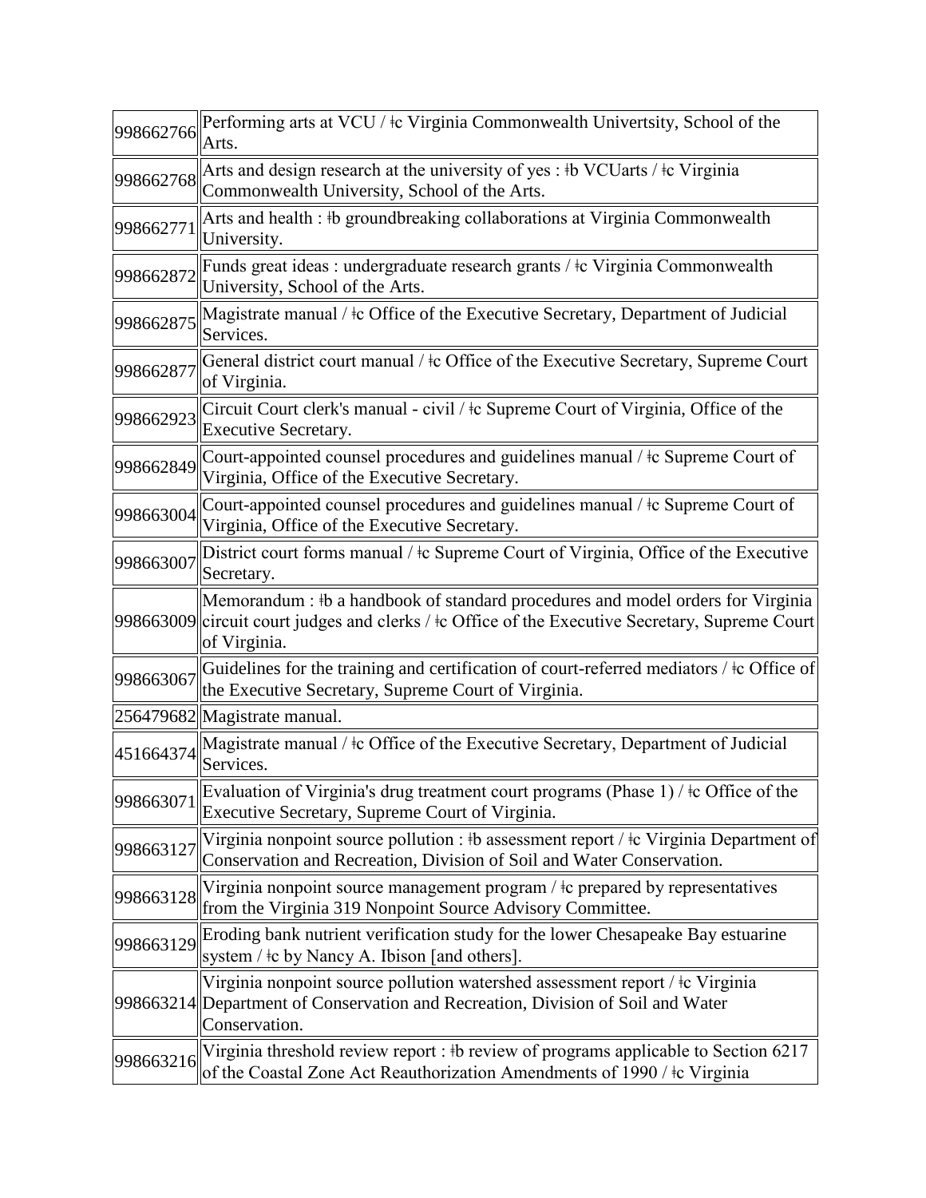| | |
|---|---|
| 998662766 | Performing arts at VCU / ǂc Virginia Commonwealth Univertsity, School of the Arts. |
| 998662768 | Arts and design research at the university of yes : ǂb VCUarts / ǂc Virginia Commonwealth University, School of the Arts. |
| 998662771 | Arts and health : ǂb groundbreaking collaborations at Virginia Commonwealth University. |
| 998662872 | Funds great ideas : undergraduate research grants / ǂc Virginia Commonwealth University, School of the Arts. |
| 998662875 | Magistrate manual / ǂc Office of the Executive Secretary, Department of Judicial Services. |
| 998662877 | General district court manual / ǂc Office of the Executive Secretary, Supreme Court of Virginia. |
| 998662923 | Circuit Court clerk's manual - civil / ǂc Supreme Court of Virginia, Office of the Executive Secretary. |
| 998662849 | Court-appointed counsel procedures and guidelines manual / ǂc Supreme Court of Virginia, Office of the Executive Secretary. |
| 998663004 | Court-appointed counsel procedures and guidelines manual / ǂc Supreme Court of Virginia, Office of the Executive Secretary. |
| 998663007 | District court forms manual / ǂc Supreme Court of Virginia, Office of the Executive Secretary. |
| 998663009 | Memorandum : ǂb a handbook of standard procedures and model orders for Virginia circuit court judges and clerks / ǂc Office of the Executive Secretary, Supreme Court of Virginia. |
| 998663067 | Guidelines for the training and certification of court-referred mediators / ǂc Office of the Executive Secretary, Supreme Court of Virginia. |
| 256479682 | Magistrate manual. |
| 451664374 | Magistrate manual / ǂc Office of the Executive Secretary, Department of Judicial Services. |
| 998663071 | Evaluation of Virginia's drug treatment court programs (Phase 1) / ǂc Office of the Executive Secretary, Supreme Court of Virginia. |
| 998663127 | Virginia nonpoint source pollution : ǂb assessment report / ǂc Virginia Department of Conservation and Recreation, Division of Soil and Water Conservation. |
| 998663128 | Virginia nonpoint source management program / ǂc prepared by representatives from the Virginia 319 Nonpoint Source Advisory Committee. |
| 998663129 | Eroding bank nutrient verification study for the lower Chesapeake Bay estuarine system / ǂc by Nancy A. Ibison [and others]. |
| 998663214 | Virginia nonpoint source pollution watershed assessment report / ǂc Virginia Department of Conservation and Recreation, Division of Soil and Water Conservation. |
| 998663216 | Virginia threshold review report : ǂb review of programs applicable to Section 6217 of the Coastal Zone Act Reauthorization Amendments of 1990 / ǂc Virginia |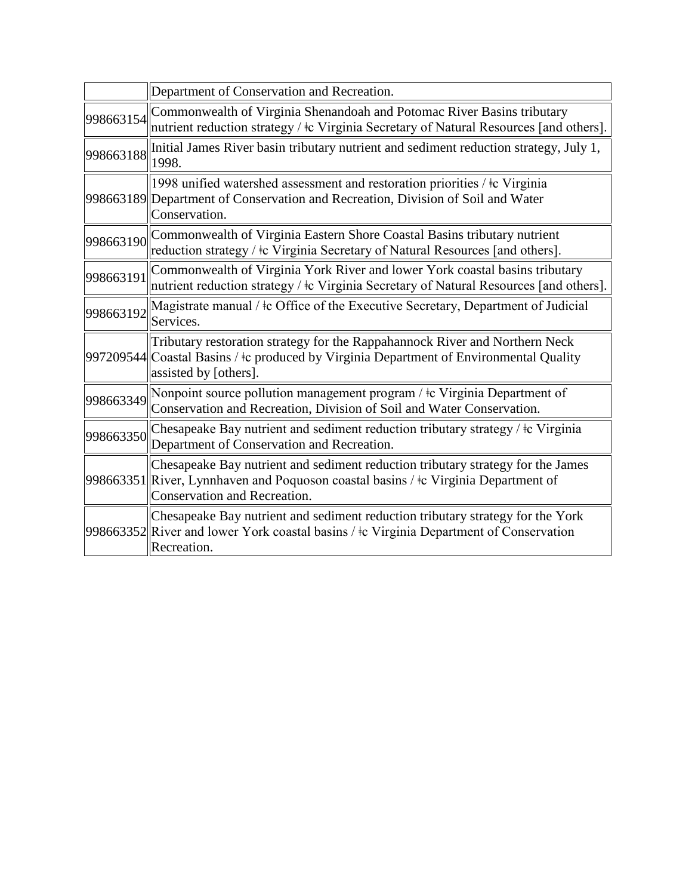| | |
|---|---|
| | Department of Conservation and Recreation. |
| 998663154 | Commonwealth of Virginia Shenandoah and Potomac River Basins tributary nutrient reduction strategy / ǂc Virginia Secretary of Natural Resources [and others]. |
| 998663188 | Initial James River basin tributary nutrient and sediment reduction strategy, July 1, 1998. |
| 998663189 | 1998 unified watershed assessment and restoration priorities / ǂc Virginia Department of Conservation and Recreation, Division of Soil and Water Conservation. |
| 998663190 | Commonwealth of Virginia Eastern Shore Coastal Basins tributary nutrient reduction strategy / ǂc Virginia Secretary of Natural Resources [and others]. |
| 998663191 | Commonwealth of Virginia York River and lower York coastal basins tributary nutrient reduction strategy / ǂc Virginia Secretary of Natural Resources [and others]. |
| 998663192 | Magistrate manual / ǂc Office of the Executive Secretary, Department of Judicial Services. |
| 997209544 | Tributary restoration strategy for the Rappahannock River and Northern Neck Coastal Basins / ǂc produced by Virginia Department of Environmental Quality assisted by [others]. |
| 998663349 | Nonpoint source pollution management program / ǂc Virginia Department of Conservation and Recreation, Division of Soil and Water Conservation. |
| 998663350 | Chesapeake Bay nutrient and sediment reduction tributary strategy / ǂc Virginia Department of Conservation and Recreation. |
| 998663351 | Chesapeake Bay nutrient and sediment reduction tributary strategy for the James River, Lynnhaven and Poquoson coastal basins / ǂc Virginia Department of Conservation and Recreation. |
| 998663352 | Chesapeake Bay nutrient and sediment reduction tributary strategy for the York River and lower York coastal basins / ǂc Virginia Department of Conservation Recreation. |